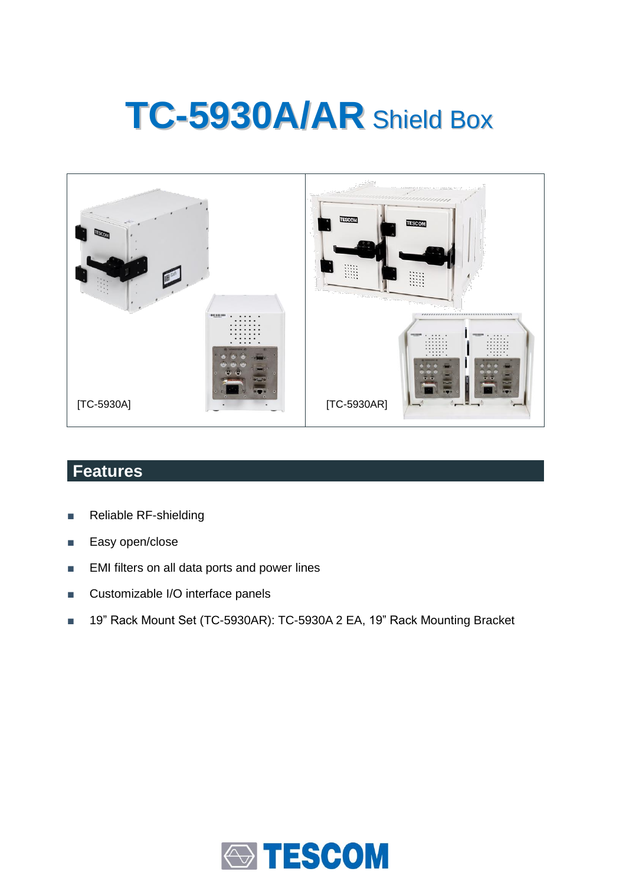# TC-5930A/AR Shield Box

[TC-5930A]

[TC-5930AR]

## Features

- Reliable RF-shielding
- Easy open/close
- EMI filters on all data ports and power lines
- Customizable I/O interface panels
- 19" Rack Mount Set (TC-5930AR): TC-5930A 2 EA, 19" Rack Mounting Bracket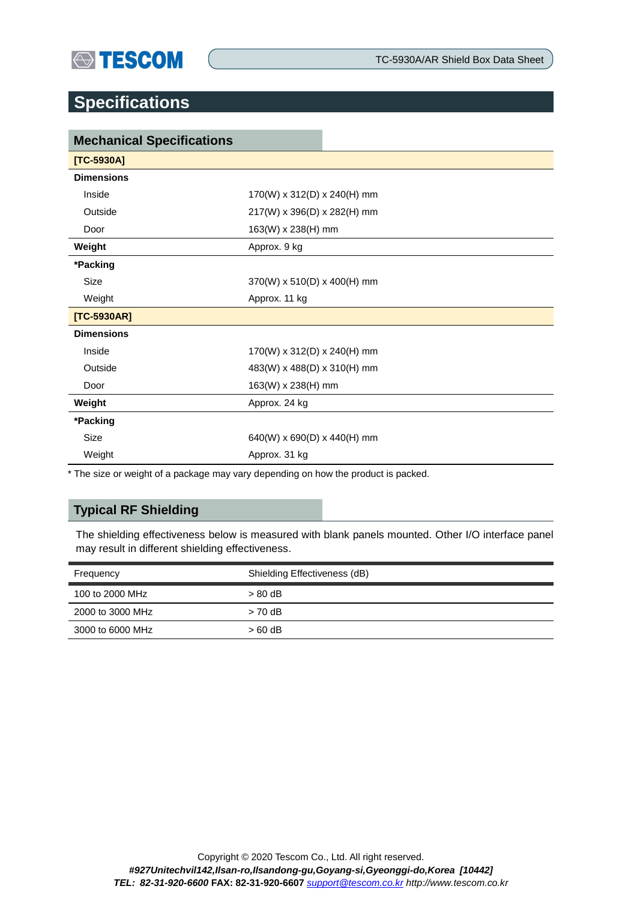# Specifications

## Mechanical Specifications

| [TC-5930A] | |
|---|---|
| **Dimensions** | |
| Inside | 170(W) x 312(D) x 240(H) mm |
| Outside | 217(W) x 396(D) x 282(H) mm |
| Door | 163(W) x 238(H) mm |
| **Weight** | Approx. 9 kg |
| ***Packing** | |
| Size | 370(W) x 510(D) x 400(H) mm |
| Weight | Approx. 11 kg |
| **[TC-5930AR]** | |
| **Dimensions** | |
| Inside | 170(W) x 312(D) x 240(H) mm |
| Outside | 483(W) x 488(D) x 310(H) mm |
| Door | 163(W) x 238(H) mm |
| **Weight** | Approx. 24 kg |
| ***Packing** | |
| Size | 640(W) x 690(D) x 440(H) mm |
| Weight | Approx. 31 kg |

* The size or weight of a package may vary depending on how the product is packed.

## Typical RF Shielding

The shielding effectiveness below is measured with blank panels mounted. Other I/O interface panel may result in different shielding effectiveness.

| Frequency | Shielding Effectiveness (dB) |
|---|---|
| 100 to 2000 MHz | > 80 dB |
| 2000 to 3000 MHz | > 70 dB |
| 3000 to 6000 MHz | > 60 dB |

Copyright © 2020 Tescom Co., Ltd. All right reserved.
***#927Unitechvil142,Ilsan-ro,Ilsandong-gu,Goyang-si,Gyeonggi-do,Korea [10442]***
***TEL: 82-31-920-6600* FAX: 82-31-920-6607** *support@tescom.co.kr http://www.tescom.co.kr*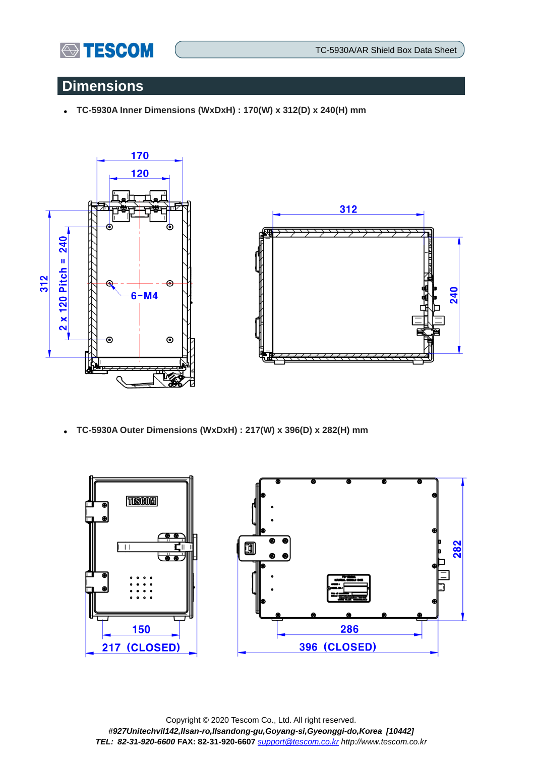## Dimensions

- **TC-5930A Inner Dimensions (WxDxH) : 170(W) x 312(D) x 240(H) mm**

- **TC-5930A Outer Dimensions (WxDxH) : 217(W) x 396(D) x 282(H) mm**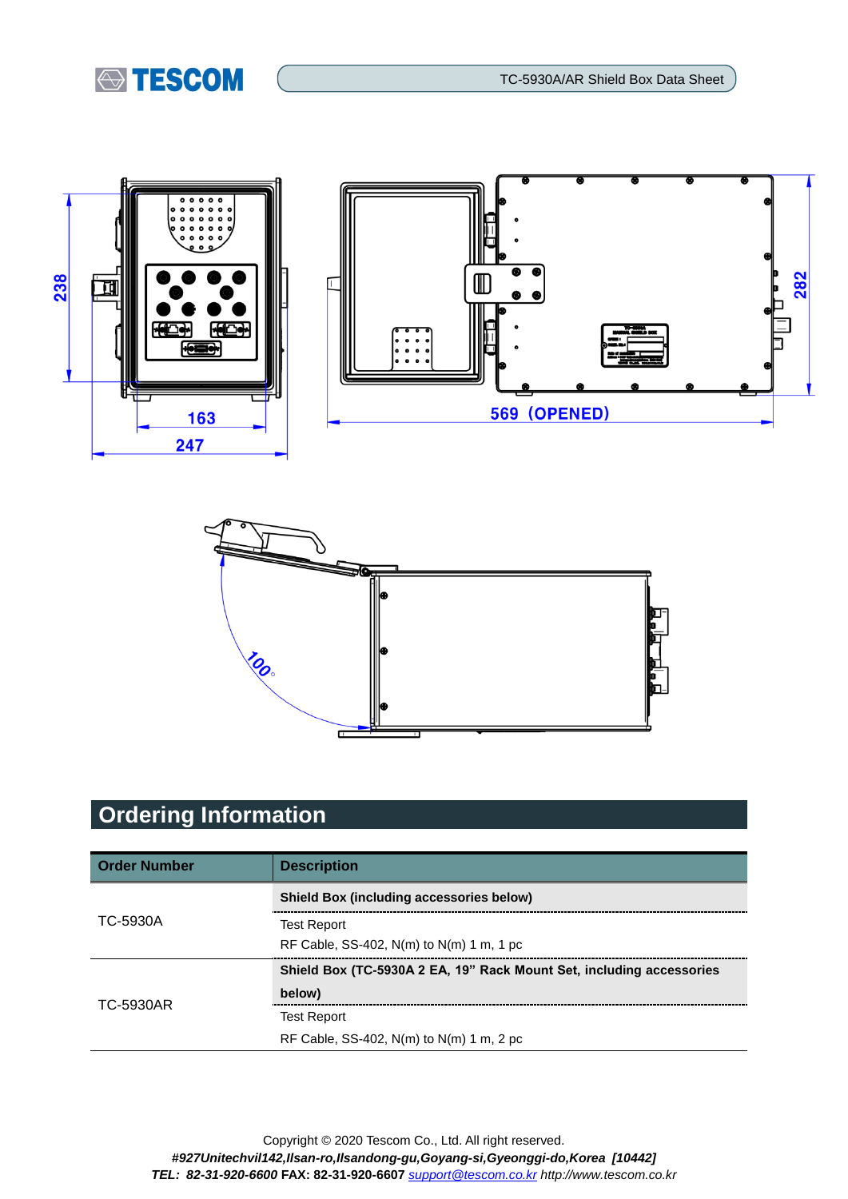## Ordering Information

| Order Number | Description |
|---|---|
| TC-5930A | **Shield Box (including accessories below)** |
| | Test Report<br>RF Cable, SS-402, N(m) to N(m) 1 m, 1 pc |
| TC-5930AR | **Shield Box (TC-5930A 2 EA, 19" Rack Mount Set, including accessories below)** |
| | Test Report<br>RF Cable, SS-402, N(m) to N(m) 1 m, 2 pc |

Copyright © 2020 Tescom Co., Ltd. All right reserved.

*#927Unitechvil142,Ilsan-ro,Ilsandong-gu,Goyang-si,Gyeonggi-do,Korea [10442]*

***TEL: 82-31-920-6600*** **FAX: 82-31-920-6607** *support@tescom.co.kr http://www.tescom.co.kr*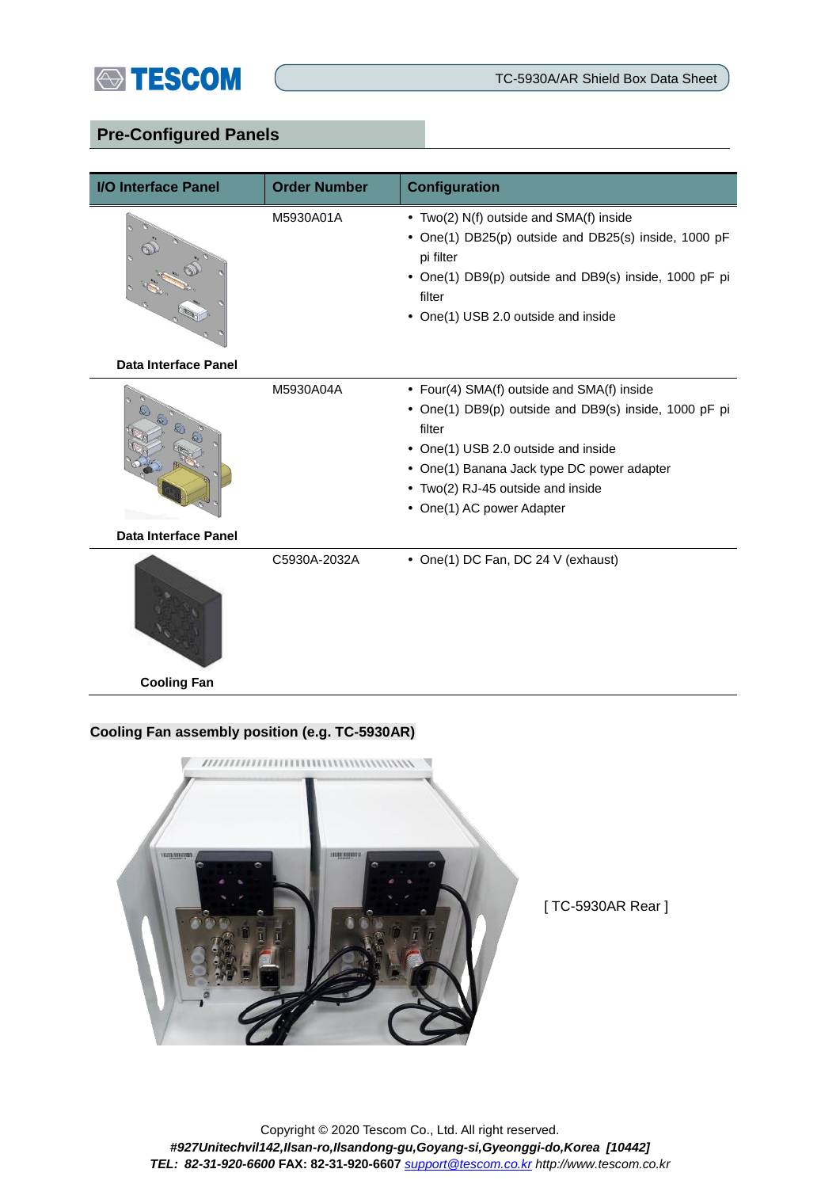## Pre-Configured Panels

| I/O Interface Panel | Order Number | Configuration |
|---|---|---|
| Data Interface Panel | M5930A01A | • Two(2) N(f) outside and SMA(f) inside<br>• One(1) DB25(p) outside and DB25(s) inside, 1000 pF pi filter<br>• One(1) DB9(p) outside and DB9(s) inside, 1000 pF pi filter<br>• One(1) USB 2.0 outside and inside |
| Data Interface Panel | M5930A04A | • Four(4) SMA(f) outside and SMA(f) inside<br>• One(1) DB9(p) outside and DB9(s) inside, 1000 pF pi filter<br>• One(1) USB 2.0 outside and inside<br>• One(1) Banana Jack type DC power adapter<br>• Two(2) RJ-45 outside and inside<br>• One(1) AC power Adapter |
| Cooling Fan | C5930A-2032A | • One(1) DC Fan, DC 24 V (exhaust) |

**Cooling Fan assembly position (e.g. TC-5930AR)**

[ TC-5930AR Rear ]

Copyright © 2020 Tescom Co., Ltd. All right reserved.

***#927Unitechvil142,Ilsan-ro,Ilsandong-gu,Goyang-si,Gyeonggi-do,Korea [10442]***

***TEL: 82-31-920-6600*** **FAX: 82-31-920-6607** *support@tescom.co.kr http://www.tescom.co.kr*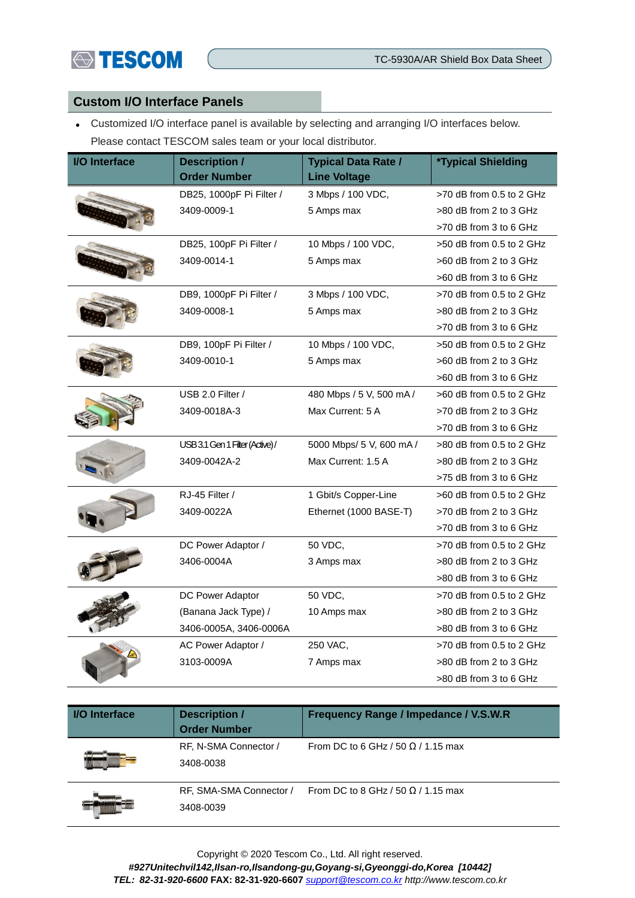## Custom I/O Interface Panels

- Customized I/O interface panel is available by selecting and arranging I/O interfaces below. Please contact TESCOM sales team or your local distributor.

| I/O Interface | Description / Order Number | Typical Data Rate / Line Voltage | *Typical Shielding |
|---|---|---|---|
| | DB25, 1000pF Pi Filter / 3409-0009-1 | 3 Mbps / 100 VDC, 5 Amps max | >70 dB from 0.5 to 2 GHz<br>>80 dB from 2 to 3 GHz<br>>70 dB from 3 to 6 GHz |
| | DB25, 100pF Pi Filter / 3409-0014-1 | 10 Mbps / 100 VDC, 5 Amps max | >50 dB from 0.5 to 2 GHz<br>>60 dB from 2 to 3 GHz<br>>60 dB from 3 to 6 GHz |
| | DB9, 1000pF Pi Filter / 3409-0008-1 | 3 Mbps / 100 VDC, 5 Amps max | >70 dB from 0.5 to 2 GHz<br>>80 dB from 2 to 3 GHz<br>>70 dB from 3 to 6 GHz |
| | DB9, 100pF Pi Filter / 3409-0010-1 | 10 Mbps / 100 VDC, 5 Amps max | >50 dB from 0.5 to 2 GHz<br>>60 dB from 2 to 3 GHz<br>>60 dB from 3 to 6 GHz |
| | USB 2.0 Filter / 3409-0018A-3 | 480 Mbps / 5 V, 500 mA / Max Current: 5 A | >60 dB from 0.5 to 2 GHz<br>>70 dB from 2 to 3 GHz<br>>70 dB from 3 to 6 GHz |
| | USB 3.1 Gen 1 Filter (Active) / 3409-0042A-2 | 5000 Mbps/ 5 V, 600 mA / Max Current: 1.5 A | >80 dB from 0.5 to 2 GHz<br>>80 dB from 2 to 3 GHz<br>>75 dB from 3 to 6 GHz |
| | RJ-45 Filter / 3409-0022A | 1 Gbit/s Copper-Line Ethernet (1000 BASE-T) | >60 dB from 0.5 to 2 GHz<br>>70 dB from 2 to 3 GHz<br>>70 dB from 3 to 6 GHz |
| | DC Power Adaptor / 3406-0004A | 50 VDC, 3 Amps max | >70 dB from 0.5 to 2 GHz<br>>80 dB from 2 to 3 GHz<br>>80 dB from 3 to 6 GHz |
| | DC Power Adaptor (Banana Jack Type) / 3406-0005A, 3406-0006A | 50 VDC, 10 Amps max | >70 dB from 0.5 to 2 GHz<br>>80 dB from 2 to 3 GHz<br>>80 dB from 3 to 6 GHz |
| | AC Power Adaptor / 3103-0009A | 250 VAC, 7 Amps max | >70 dB from 0.5 to 2 GHz<br>>80 dB from 2 to 3 GHz<br>>80 dB from 3 to 6 GHz |

| I/O Interface | Description / Order Number | Frequency Range / Impedance / V.S.W.R |
|---|---|---|
| | RF, N-SMA Connector / 3408-0038 | From DC to 6 GHz / 50 Ω / 1.15 max |
| | RF, SMA-SMA Connector / 3408-0039 | From DC to 8 GHz / 50 Ω / 1.15 max |

Copyright © 2020 Tescom Co., Ltd. All right reserved.

***#927Unitechvil142,Ilsan-ro,Ilsandong-gu,Goyang-si,Gyeonggi-do,Korea [10442]***

***TEL: 82-31-920-6600* FAX: 82-31-920-6607** *support@tescom.co.kr http://www.tescom.co.kr*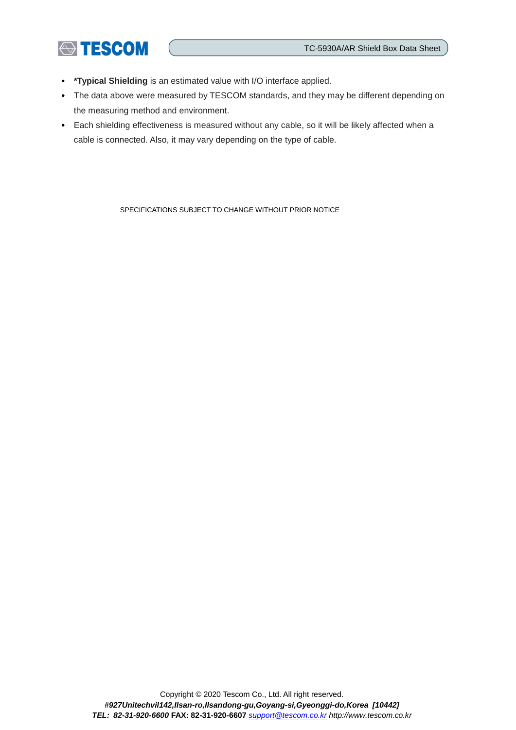- ***Typical Shielding** is an estimated value with I/O interface applied.
- The data above were measured by TESCOM standards, and they may be different depending on the measuring method and environment.
- Each shielding effectiveness is measured without any cable, so it will be likely affected when a cable is connected. Also, it may vary depending on the type of cable.

SPECIFICATIONS SUBJECT TO CHANGE WITHOUT PRIOR NOTICE

Copyright © 2020 Tescom Co., Ltd. All right reserved.

***#927Unitechvil142,Ilsan-ro,Ilsandong-gu,Goyang-si,Gyeonggi-do,Korea [10442]***

***TEL: 82-31-920-6600*** **FAX: 82-31-920-6607** *support@tescom.co.kr http://www.tescom.co.kr*